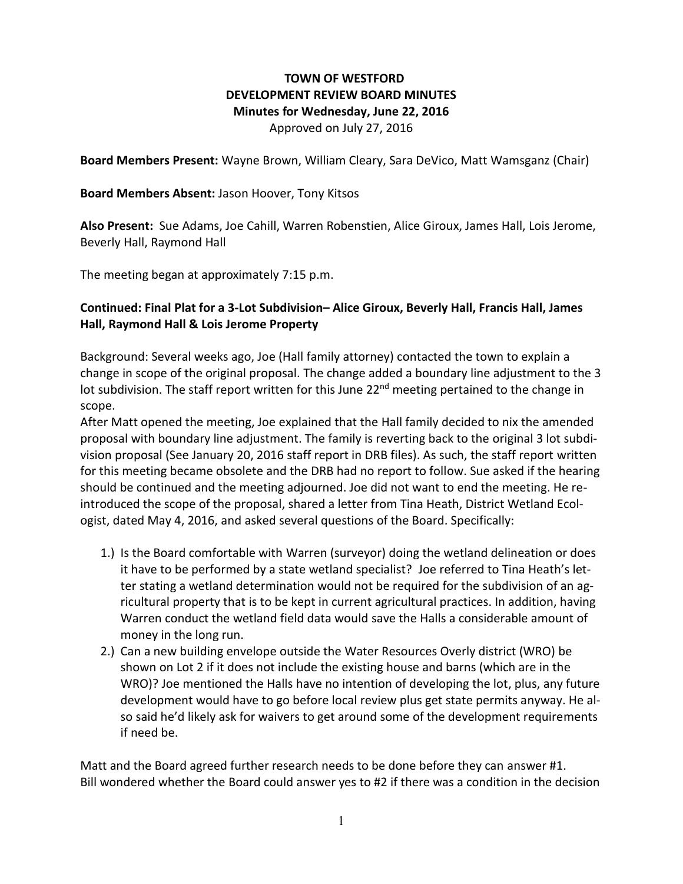**TOWN OF WESTFORD**
**DEVELOPMENT REVIEW BOARD MINUTES**
**Minutes for Wednesday, June 22, 2016**
Approved on July 27, 2016

**Board Members Present:** Wayne Brown, William Cleary, Sara DeVico, Matt Wamsganz (Chair)

**Board Members Absent:** Jason Hoover, Tony Kitsos

**Also Present:** Sue Adams, Joe Cahill, Warren Robenstien, Alice Giroux, James Hall, Lois Jerome, Beverly Hall, Raymond Hall

The meeting began at approximately 7:15 p.m.

**Continued: Final Plat for a 3-Lot Subdivision– Alice Giroux, Beverly Hall, Francis Hall, James Hall, Raymond Hall & Lois Jerome Property**

Background: Several weeks ago, Joe (Hall family attorney) contacted the town to explain a change in scope of the original proposal. The change added a boundary line adjustment to the 3 lot subdivision. The staff report written for this June 22nd meeting pertained to the change in scope.

After Matt opened the meeting, Joe explained that the Hall family decided to nix the amended proposal with boundary line adjustment. The family is reverting back to the original 3 lot subdivision proposal (See January 20, 2016 staff report in DRB files). As such, the staff report written for this meeting became obsolete and the DRB had no report to follow. Sue asked if the hearing should be continued and the meeting adjourned. Joe did not want to end the meeting. He re-introduced the scope of the proposal, shared a letter from Tina Heath, District Wetland Ecologist, dated May 4, 2016, and asked several questions of the Board. Specifically:

1.) Is the Board comfortable with Warren (surveyor) doing the wetland delineation or does it have to be performed by a state wetland specialist? Joe referred to Tina Heath's letter stating a wetland determination would not be required for the subdivision of an agricultural property that is to be kept in current agricultural practices. In addition, having Warren conduct the wetland field data would save the Halls a considerable amount of money in the long run.
2.) Can a new building envelope outside the Water Resources Overly district (WRO) be shown on Lot 2 if it does not include the existing house and barns (which are in the WRO)? Joe mentioned the Halls have no intention of developing the lot, plus, any future development would have to go before local review plus get state permits anyway. He also said he'd likely ask for waivers to get around some of the development requirements if need be.

Matt and the Board agreed further research needs to be done before they can answer #1.
Bill wondered whether the Board could answer yes to #2 if there was a condition in the decision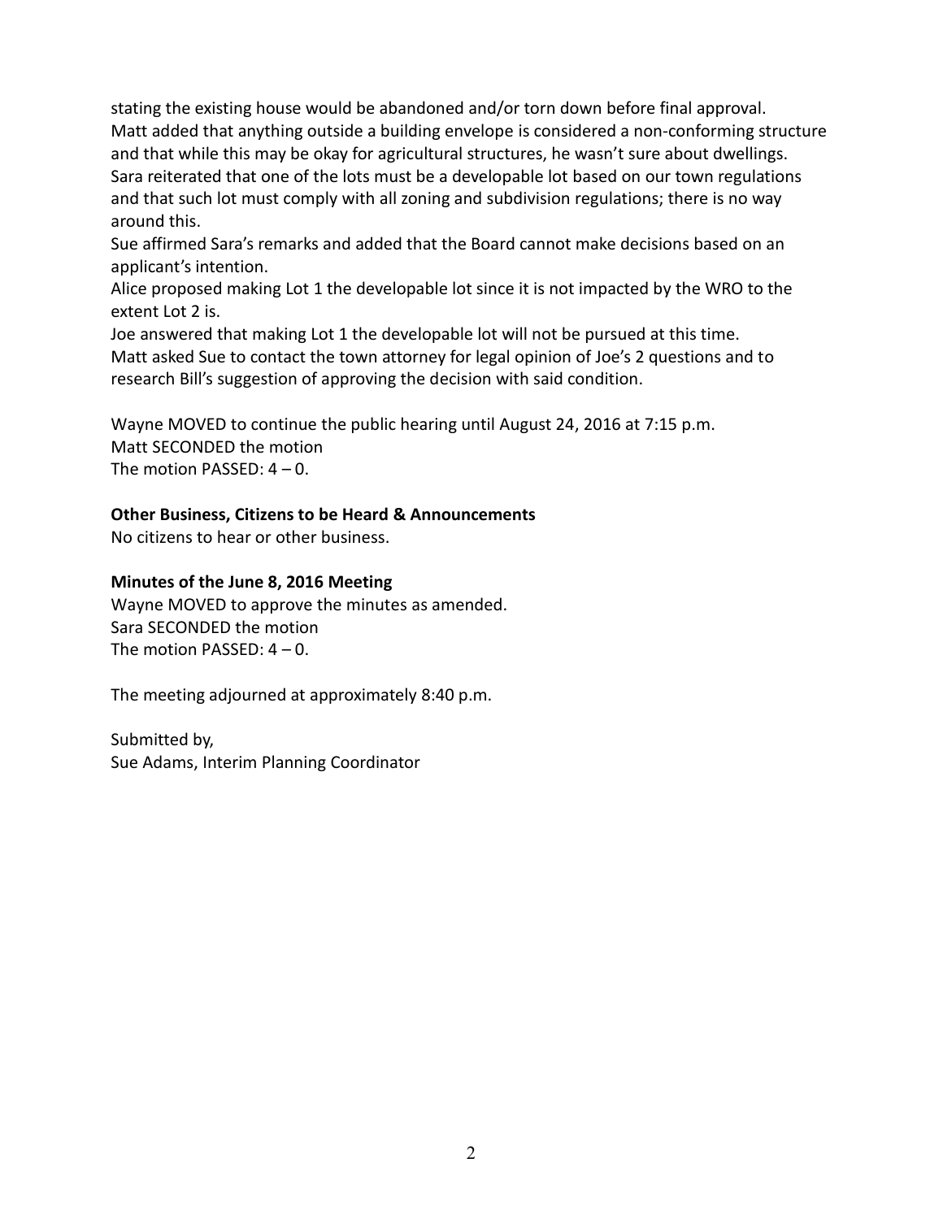stating the existing house would be abandoned and/or torn down before final approval.
Matt added that anything outside a building envelope is considered a non-conforming structure and that while this may be okay for agricultural structures, he wasn't sure about dwellings.
Sara reiterated that one of the lots must be a developable lot based on our town regulations and that such lot must comply with all zoning and subdivision regulations; there is no way around this.
Sue affirmed Sara's remarks and added that the Board cannot make decisions based on an applicant's intention.
Alice proposed making Lot 1 the developable lot since it is not impacted by the WRO to the extent Lot 2 is.
Joe answered that making Lot 1 the developable lot will not be pursued at this time.
Matt asked Sue to contact the town attorney for legal opinion of Joe's 2 questions and to research Bill's suggestion of approving the decision with said condition.

Wayne MOVED to continue the public hearing until August 24, 2016 at 7:15 p.m.
Matt SECONDED the motion
The motion PASSED: 4 – 0.

**Other Business, Citizens to be Heard & Announcements**
No citizens to hear or other business.

**Minutes of the June 8, 2016 Meeting**
Wayne MOVED to approve the minutes as amended.
Sara SECONDED the motion
The motion PASSED: 4 – 0.

The meeting adjourned at approximately 8:40 p.m.

Submitted by,
Sue Adams, Interim Planning Coordinator